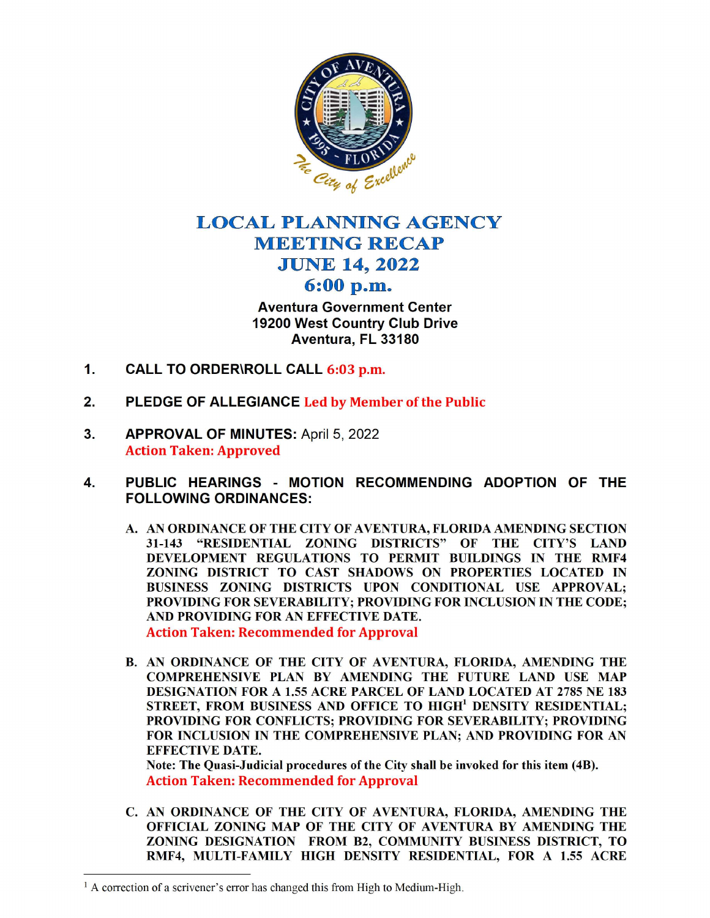# LOCAL PLANNING AGENCY
# MEETING RECAP
# JUNE 14, 2022
# 6:00 p.m.

**Aventura Government Center**
**19200 West Country Club Drive**
**Aventura, FL 33180**

1. **CALL TO ORDER\ROLL CALL** 6:03 p.m.

2. **PLEDGE OF ALLEGIANCE** Led by Member of the Public

3. **APPROVAL OF MINUTES:** April 5, 2022
   **Action Taken: Approved**

4. **PUBLIC HEARINGS - MOTION RECOMMENDING ADOPTION OF THE FOLLOWING ORDINANCES:**

   A. **AN ORDINANCE OF THE CITY OF AVENTURA, FLORIDA AMENDING SECTION 31-143 "RESIDENTIAL ZONING DISTRICTS" OF THE CITY'S LAND DEVELOPMENT REGULATIONS TO PERMIT BUILDINGS IN THE RMF4 ZONING DISTRICT TO CAST SHADOWS ON PROPERTIES LOCATED IN BUSINESS ZONING DISTRICTS UPON CONDITIONAL USE APPROVAL; PROVIDING FOR SEVERABILITY; PROVIDING FOR INCLUSION IN THE CODE; AND PROVIDING FOR AN EFFECTIVE DATE.**
      **Action Taken: Recommended for Approval**

   B. **AN ORDINANCE OF THE CITY OF AVENTURA, FLORIDA, AMENDING THE COMPREHENSIVE PLAN BY AMENDING THE FUTURE LAND USE MAP DESIGNATION FOR A 1.55 ACRE PARCEL OF LAND LOCATED AT 2785 NE 183 STREET, FROM BUSINESS AND OFFICE TO HIGH[1] DENSITY RESIDENTIAL; PROVIDING FOR CONFLICTS; PROVIDING FOR SEVERABILITY; PROVIDING FOR INCLUSION IN THE COMPREHENSIVE PLAN; AND PROVIDING FOR AN EFFECTIVE DATE.**
      **Note: The Quasi-Judicial procedures of the City shall be invoked for this item (4B).**
      **Action Taken: Recommended for Approval**

   C. **AN ORDINANCE OF THE CITY OF AVENTURA, FLORIDA, AMENDING THE OFFICIAL ZONING MAP OF THE CITY OF AVENTURA BY AMENDING THE ZONING DESIGNATION FROM B2, COMMUNITY BUSINESS DISTRICT, TO RMF4, MULTI-FAMILY HIGH DENSITY RESIDENTIAL, FOR A 1.55 ACRE**

[1] A correction of a scrivener's error has changed this from High to Medium-High.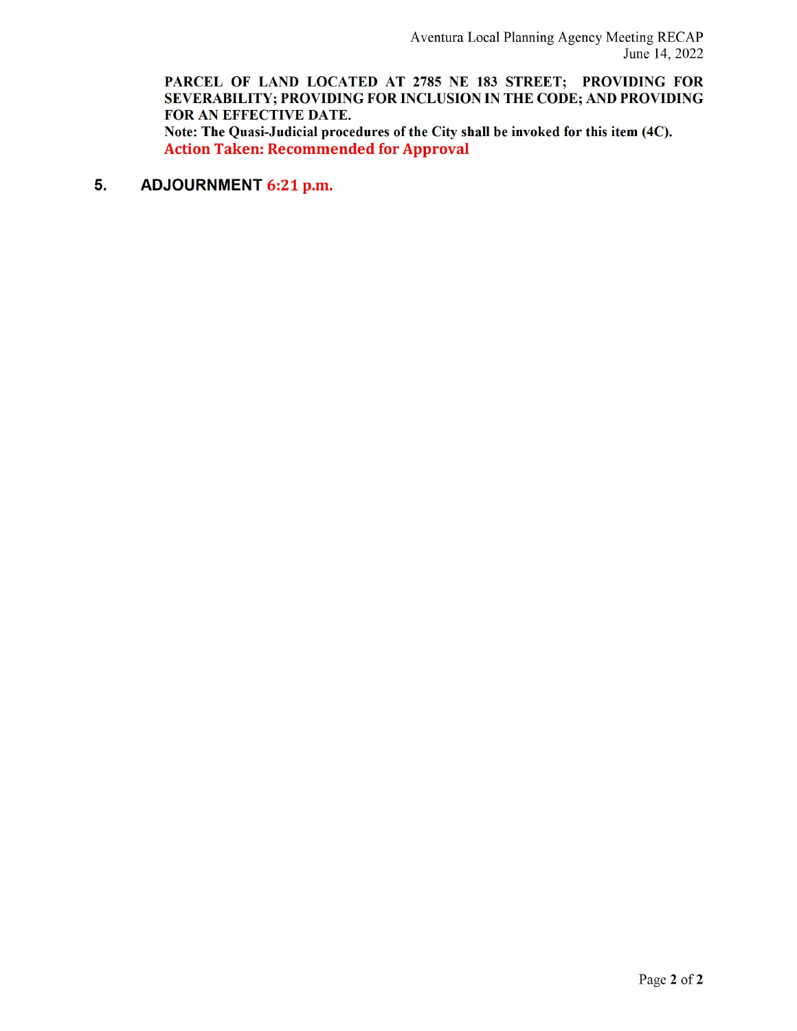**PARCEL OF LAND LOCATED AT 2785 NE 183 STREET; PROVIDING FOR SEVERABILITY; PROVIDING FOR INCLUSION IN THE CODE; AND PROVIDING FOR AN EFFECTIVE DATE.**

**Note: The Quasi-Judicial procedures of the City shall be invoked for this item (4C).**

**Action Taken: Recommended for Approval**

## 5. ADJOURNMENT 6:21 p.m.